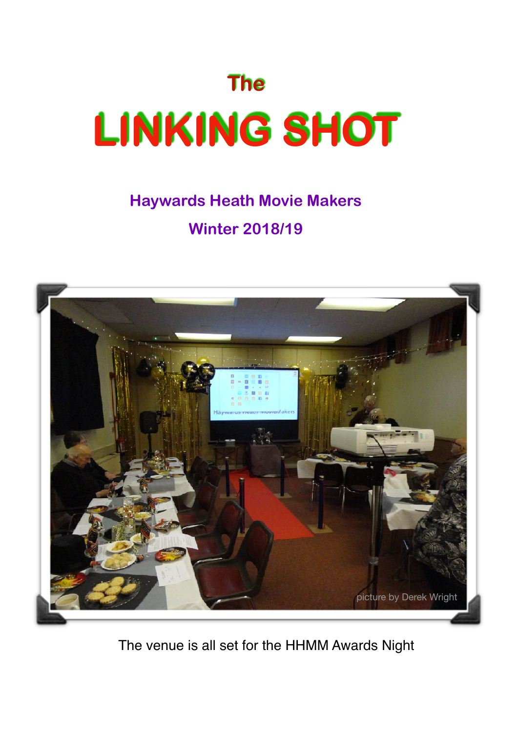# The

# LINKING SHOT

## Haywards Heath Movie Makers

## Winter 2018/19

picture by Derek Wright

The venue is all set for the HHMM Awards Night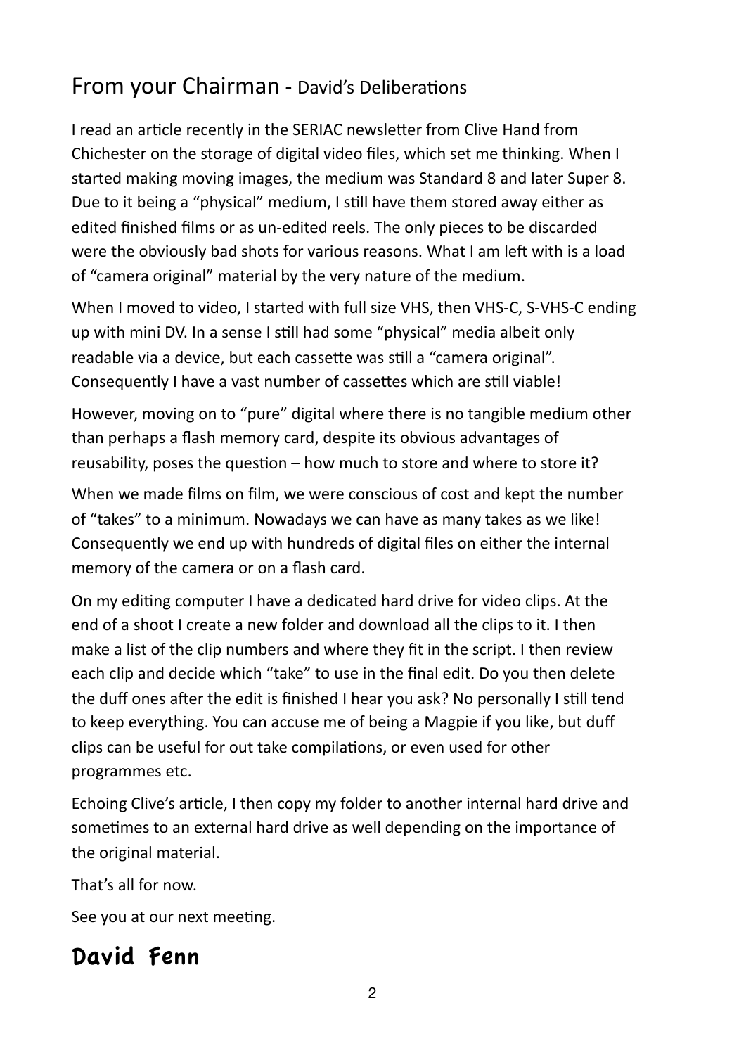## From your Chairman - David's Deliberations

I read an article recently in the SERIAC newsletter from Clive Hand from Chichester on the storage of digital video files, which set me thinking. When I started making moving images, the medium was Standard 8 and later Super 8. Due to it being a "physical" medium, I still have them stored away either as edited finished films or as un-edited reels. The only pieces to be discarded were the obviously bad shots for various reasons. What I am left with is a load of "camera original" material by the very nature of the medium.

When I moved to video, I started with full size VHS, then VHS-C, S-VHS-C ending up with mini DV. In a sense I still had some "physical" media albeit only readable via a device, but each cassette was still a "camera original". Consequently I have a vast number of cassettes which are still viable!

However, moving on to "pure" digital where there is no tangible medium other than perhaps a flash memory card, despite its obvious advantages of reusability, poses the question – how much to store and where to store it?

When we made films on film, we were conscious of cost and kept the number of "takes" to a minimum. Nowadays we can have as many takes as we like! Consequently we end up with hundreds of digital files on either the internal memory of the camera or on a flash card.

On my editing computer I have a dedicated hard drive for video clips. At the end of a shoot I create a new folder and download all the clips to it. I then make a list of the clip numbers and where they fit in the script. I then review each clip and decide which "take" to use in the final edit. Do you then delete the duff ones after the edit is finished I hear you ask? No personally I still tend to keep everything. You can accuse me of being a Magpie if you like, but duff clips can be useful for out take compilations, or even used for other programmes etc.

Echoing Clive's article, I then copy my folder to another internal hard drive and sometimes to an external hard drive as well depending on the importance of the original material.

That's all for now.

See you at our next meeting.

**David Fenn**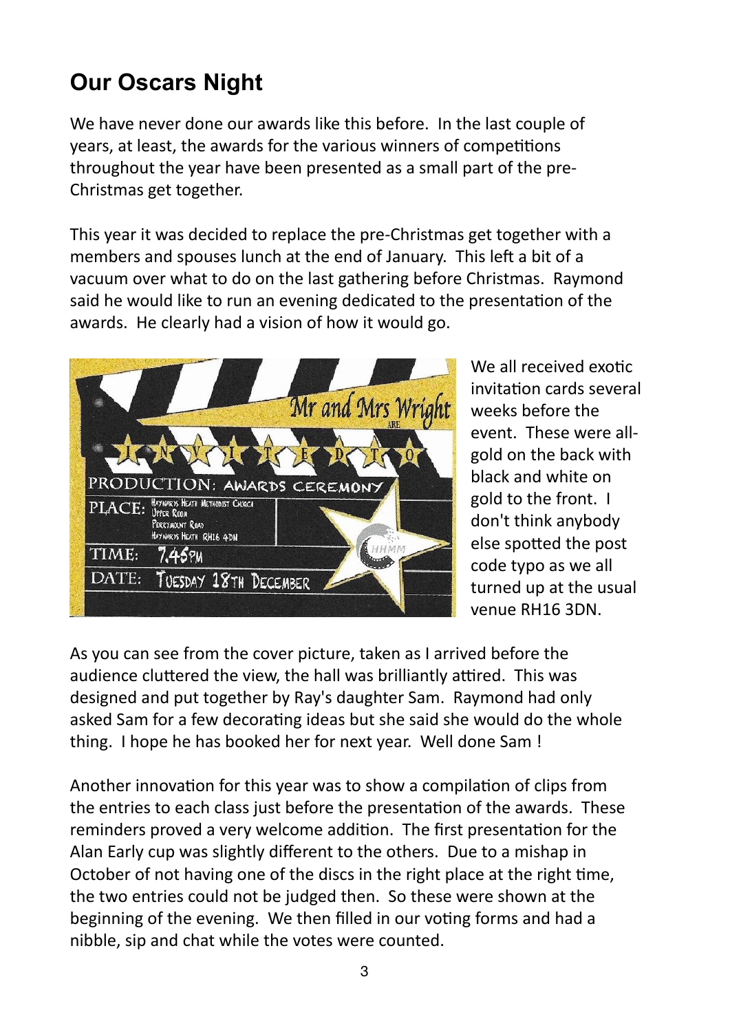# Our Oscars Night

We have never done our awards like this before. In the last couple of years, at least, the awards for the various winners of competitions throughout the year have been presented as a small part of the pre-Christmas get together.

This year it was decided to replace the pre-Christmas get together with a members and spouses lunch at the end of January. This left a bit of a vacuum over what to do on the last gathering before Christmas. Raymond said he would like to run an evening dedicated to the presentation of the awards. He clearly had a vision of how it would go.

We all received exotic invitation cards several weeks before the event. These were all-gold on the back with black and white on gold to the front. I don't think anybody else spotted the post code typo as we all turned up at the usual venue RH16 3DN.

As you can see from the cover picture, taken as I arrived before the audience cluttered the view, the hall was brilliantly attired. This was designed and put together by Ray's daughter Sam. Raymond had only asked Sam for a few decorating ideas but she said she would do the whole thing. I hope he has booked her for next year. Well done Sam !

Another innovation for this year was to show a compilation of clips from the entries to each class just before the presentation of the awards. These reminders proved a very welcome addition. The first presentation for the Alan Early cup was slightly different to the others. Due to a mishap in October of not having one of the discs in the right place at the right time, the two entries could not be judged then. So these were shown at the beginning of the evening. We then filled in our voting forms and had a nibble, sip and chat while the votes were counted.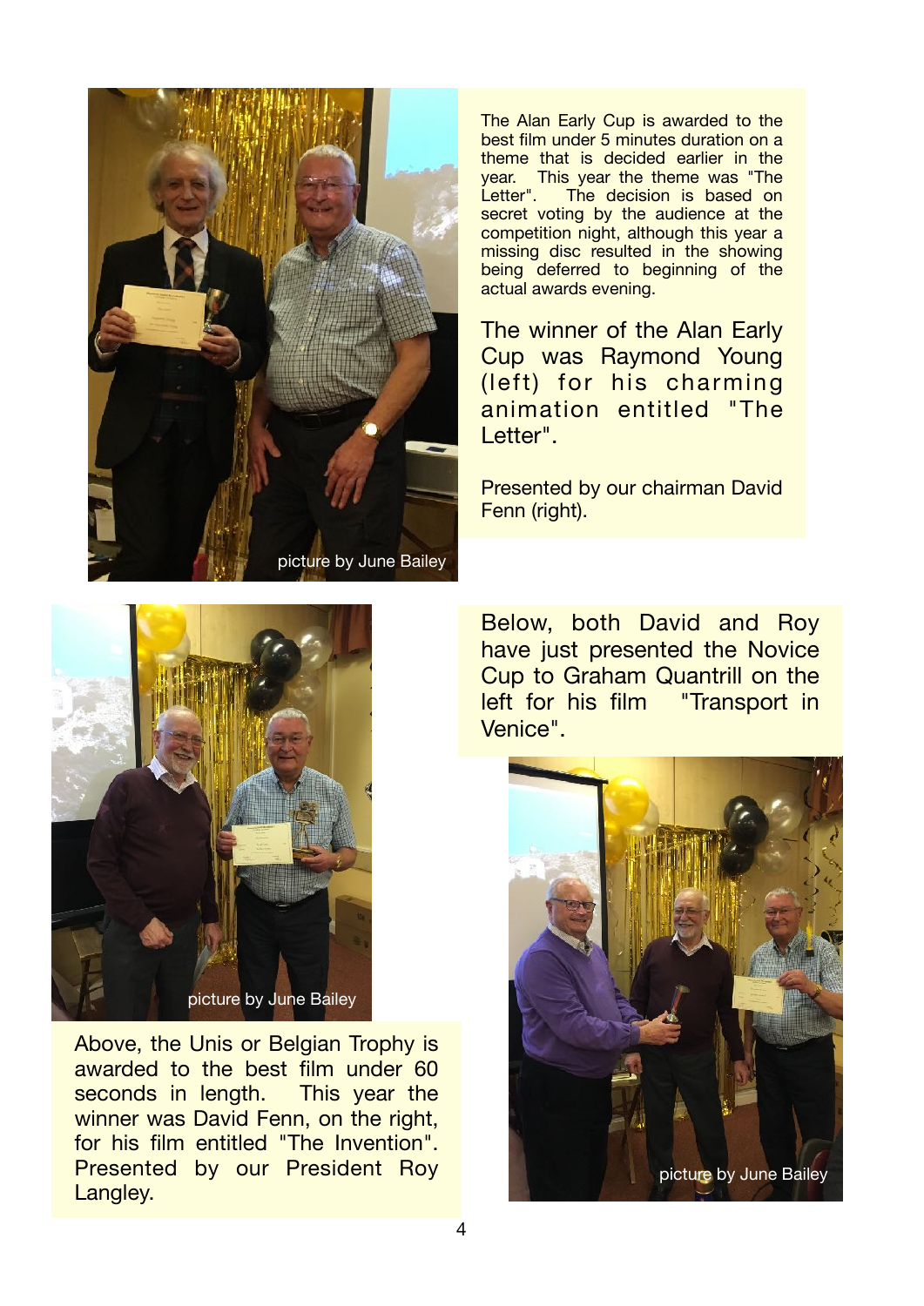picture by June Bailey

The Alan Early Cup is awarded to the best film under 5 minutes duration on a theme that is decided earlier in the year. This year the theme was "The Letter". The decision is based on secret voting by the audience at the competition night, although this year a missing disc resulted in the showing being deferred to beginning of the actual awards evening.

The winner of the Alan Early Cup was Raymond Young (left) for his charming animation entitled "The Letter".

Presented by our chairman David Fenn (right).

picture by June Bailey

Above, the Unis or Belgian Trophy is awarded to the best film under 60 seconds in length. This year the winner was David Fenn, on the right, for his film entitled "The Invention". Presented by our President Roy Langley.

Below, both David and Roy have just presented the Novice Cup to Graham Quantrill on the left for his film "Transport in Venice".

picture by June Bailey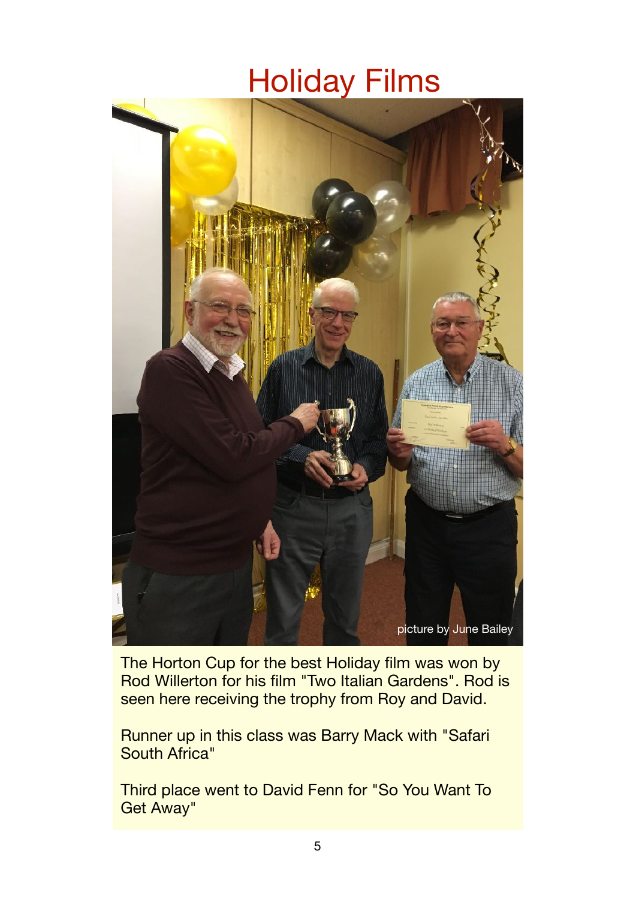# Holiday Films

picture by June Bailey

The Horton Cup for the best Holiday film was won by Rod Willerton for his film "Two Italian Gardens". Rod is seen here receiving the trophy from Roy and David.

Runner up in this class was Barry Mack with "Safari South Africa"

Third place went to David Fenn for "So You Want To Get Away"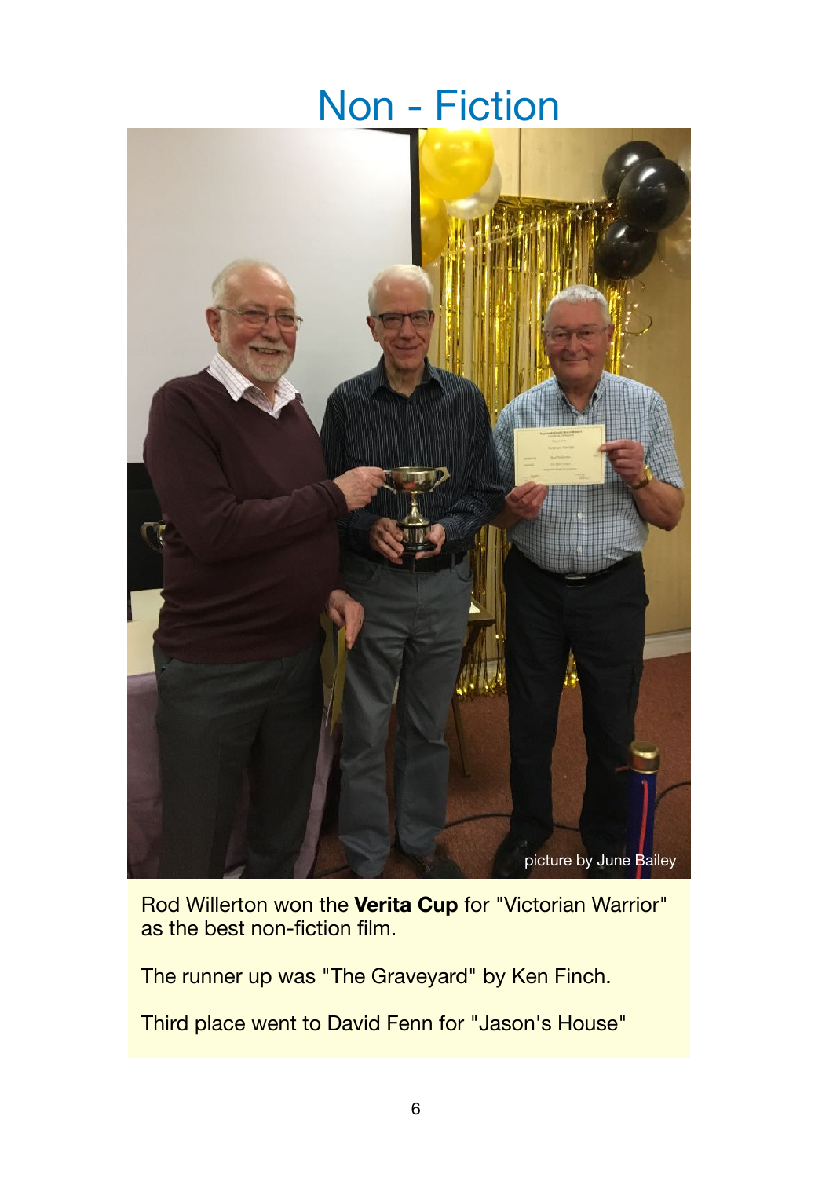# Non - Fiction

picture by June Bailey

Rod Willerton won the **Verita Cup** for "Victorian Warrior" as the best non-fiction film.

The runner up was "The Graveyard" by Ken Finch.

Third place went to David Fenn for "Jason's House"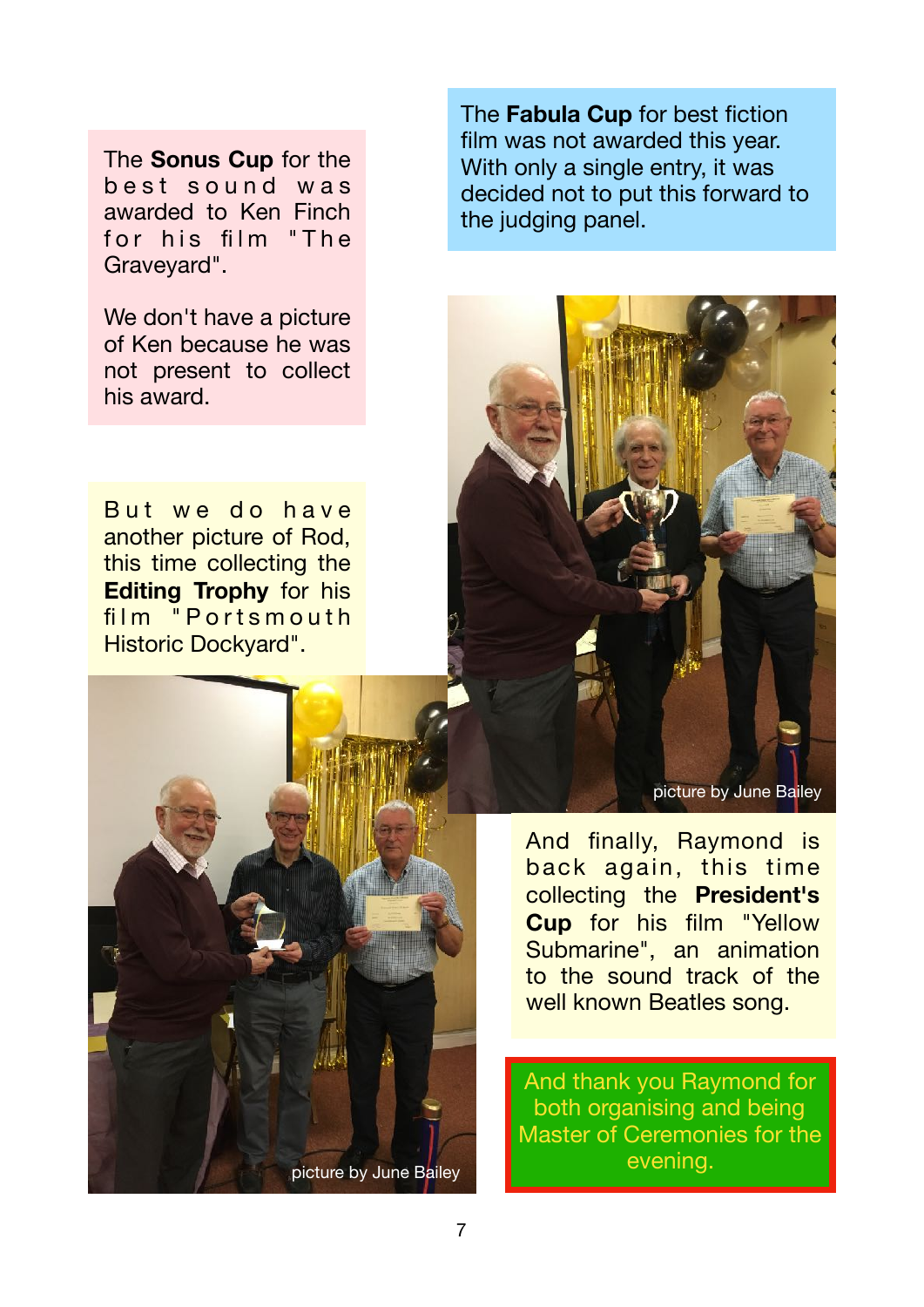The **Sonus Cup** for the best sound was awarded to Ken Finch for his film "The Graveyard".

We don't have a picture of Ken because he was not present to collect his award.

The **Fabula Cup** for best fiction film was not awarded this year. With only a single entry, it was decided not to put this forward to the judging panel.

But we do have another picture of Rod, this time collecting the **Editing Trophy** for his film "Portsmouth Historic Dockyard".

picture by June Bailey

picture by June Bailey

And finally, Raymond is back again, this time collecting the **President's Cup** for his film "Yellow Submarine", an animation to the sound track of the well known Beatles song.

And thank you Raymond for both organising and being Master of Ceremonies for the evening.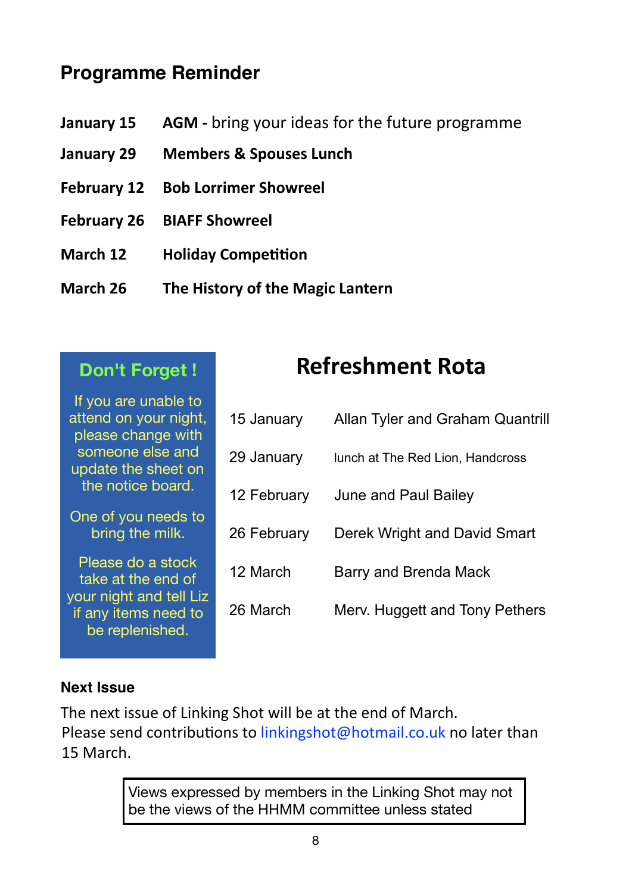## Programme Reminder

| | |
|---|---|
| **January 15** | **AGM -** bring your ideas for the future programme |
| **January 29** | **Members & Spouses Lunch** |
| **February 12** | **Bob Lorrimer Showreel** |
| **February 26** | **BIAFF Showreel** |
| **March 12** | **Holiday Competition** |
| **March 26** | **The History of the Magic Lantern** |

### Don't Forget !

If you are unable to attend on your night, please change with someone else and update the sheet on the notice board.

One of you needs to bring the milk.

Please do a stock take at the end of your night and tell Liz if any items need to be replenished.

## Refreshment Rota

| | |
|---|---|
| 15 January | Allan Tyler and Graham Quantrill |
| 29 January | lunch at The Red Lion, Handcross |
| 12 February | June and Paul Bailey |
| 26 February | Derek Wright and David Smart |
| 12 March | Barry and Brenda Mack |
| 26 March | Merv. Huggett and Tony Pethers |

**Next Issue**

The next issue of Linking Shot will be at the end of March. Please send contributions to linkingshot@hotmail.co.uk no later than 15 March.

Views expressed by members in the Linking Shot may not be the views of the HHMM committee unless stated